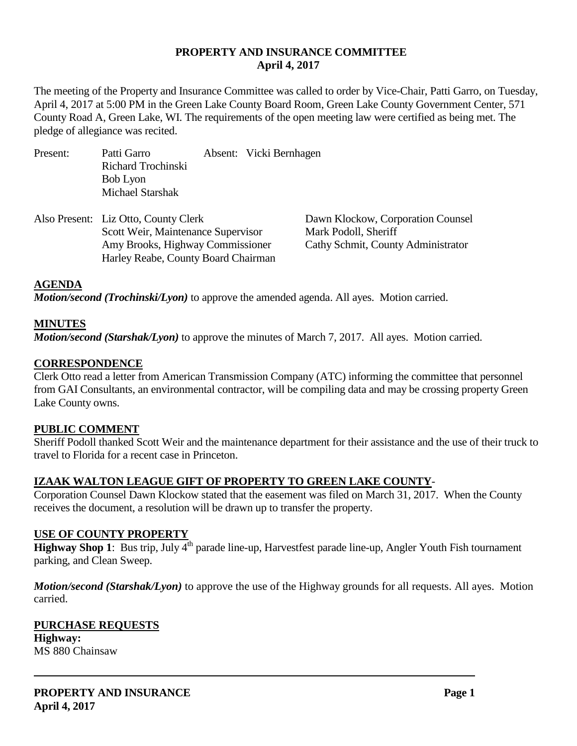# PROPERTY AND INSURANCE COMMITTEE
## April 4, 2017

The meeting of the Property and Insurance Committee was called to order by Vice-Chair, Patti Garro, on Tuesday, April 4, 2017 at 5:00 PM in the Green Lake County Board Room, Green Lake County Government Center, 571 County Road A, Green Lake, WI. The requirements of the open meeting law were certified as being met. The pledge of allegiance was recited.

Present: Patti Garro
Richard Trochinski
Bob Lyon
Michael Starshak

Absent: Vicki Bernhagen

Also Present: Liz Otto, County Clerk
Scott Weir, Maintenance Supervisor
Amy Brooks, Highway Commissioner
Harley Reabe, County Board Chairman
Dawn Klockow, Corporation Counsel
Mark Podoll, Sheriff
Cathy Schmit, County Administrator

**AGENDA**

***Motion/second (Trochinski/Lyon)*** to approve the amended agenda. All ayes. Motion carried.

**MINUTES**

***Motion/second (Starshak/Lyon)*** to approve the minutes of March 7, 2017. All ayes. Motion carried.

**CORRESPONDENCE**

Clerk Otto read a letter from American Transmission Company (ATC) informing the committee that personnel from GAI Consultants, an environmental contractor, will be compiling data and may be crossing property Green Lake County owns.

**PUBLIC COMMENT**

Sheriff Podoll thanked Scott Weir and the maintenance department for their assistance and the use of their truck to travel to Florida for a recent case in Princeton.

**IZAAK WALTON LEAGUE GIFT OF PROPERTY TO GREEN LAKE COUNTY**-

Corporation Counsel Dawn Klockow stated that the easement was filed on March 31, 2017. When the County receives the document, a resolution will be drawn up to transfer the property.

**USE OF COUNTY PROPERTY**

**Highway Shop 1**: Bus trip, July 4th parade line-up, Harvestfest parade line-up, Angler Youth Fish tournament parking, and Clean Sweep.

***Motion/second (Starshak/Lyon)*** to approve the use of the Highway grounds for all requests. All ayes. Motion carried.

**PURCHASE REQUESTS**

**Highway:**
MS 880 Chainsaw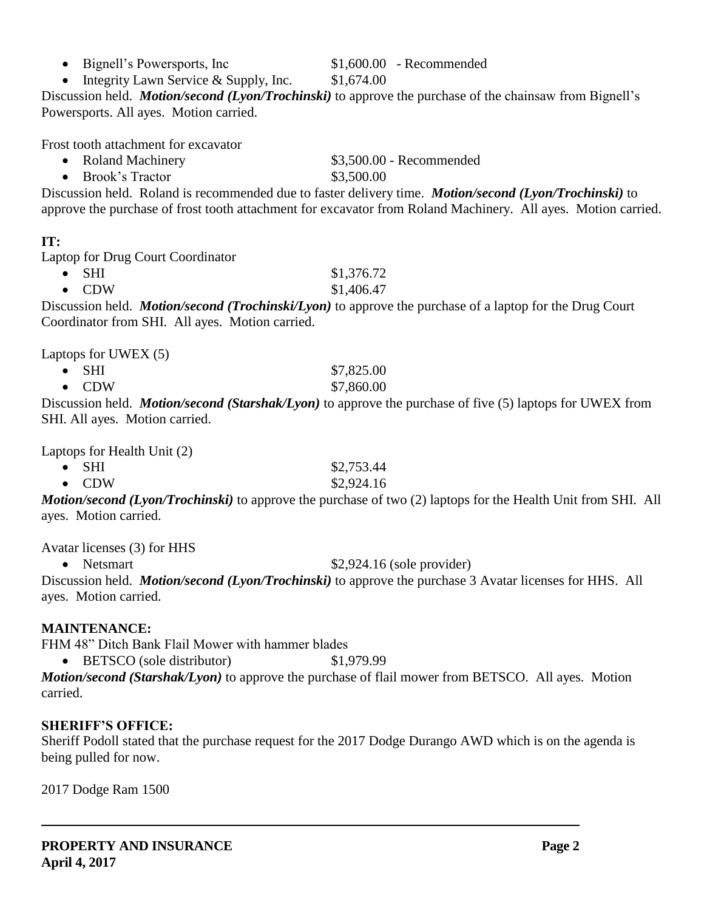- Bignell's Powersports, Inc $1,600.00 - Recommended
- Integrity Lawn Service & Supply, Inc. $1,674.00

Discussion held. ***Motion/second (Lyon/Trochinski)*** to approve the purchase of the chainsaw from Bignell's Powersports. All ayes. Motion carried.

Frost tooth attachment for excavator

- Roland Machinery $3,500.00 - Recommended
- Brook's Tractor $3,500.00

Discussion held. Roland is recommended due to faster delivery time. ***Motion/second (Lyon/Trochinski)*** to approve the purchase of frost tooth attachment for excavator from Roland Machinery. All ayes. Motion carried.

**IT:**

Laptop for Drug Court Coordinator

- SHI $1,376.72
- CDW $1,406.47

Discussion held. ***Motion/second (Trochinski/Lyon)*** to approve the purchase of a laptop for the Drug Court Coordinator from SHI. All ayes. Motion carried.

Laptops for UWEX (5)

- SHI $7,825.00
- CDW $7,860.00

Discussion held. ***Motion/second (Starshak/Lyon)*** to approve the purchase of five (5) laptops for UWEX from SHI. All ayes. Motion carried.

Laptops for Health Unit (2)

- SHI $2,753.44
- CDW $2,924.16

***Motion/second (Lyon/Trochinski)*** to approve the purchase of two (2) laptops for the Health Unit from SHI. All ayes. Motion carried.

Avatar licenses (3) for HHS

- Netsmart $2,924.16 (sole provider)

Discussion held. ***Motion/second (Lyon/Trochinski)*** to approve the purchase 3 Avatar licenses for HHS. All ayes. Motion carried.

**MAINTENANCE:**

FHM 48" Ditch Bank Flail Mower with hammer blades

- BETSCO (sole distributor) $1,979.99

***Motion/second (Starshak/Lyon)*** to approve the purchase of flail mower from BETSCO. All ayes. Motion carried.

**SHERIFF'S OFFICE:**

Sheriff Podoll stated that the purchase request for the 2017 Dodge Durango AWD which is on the agenda is being pulled for now.

2017 Dodge Ram 1500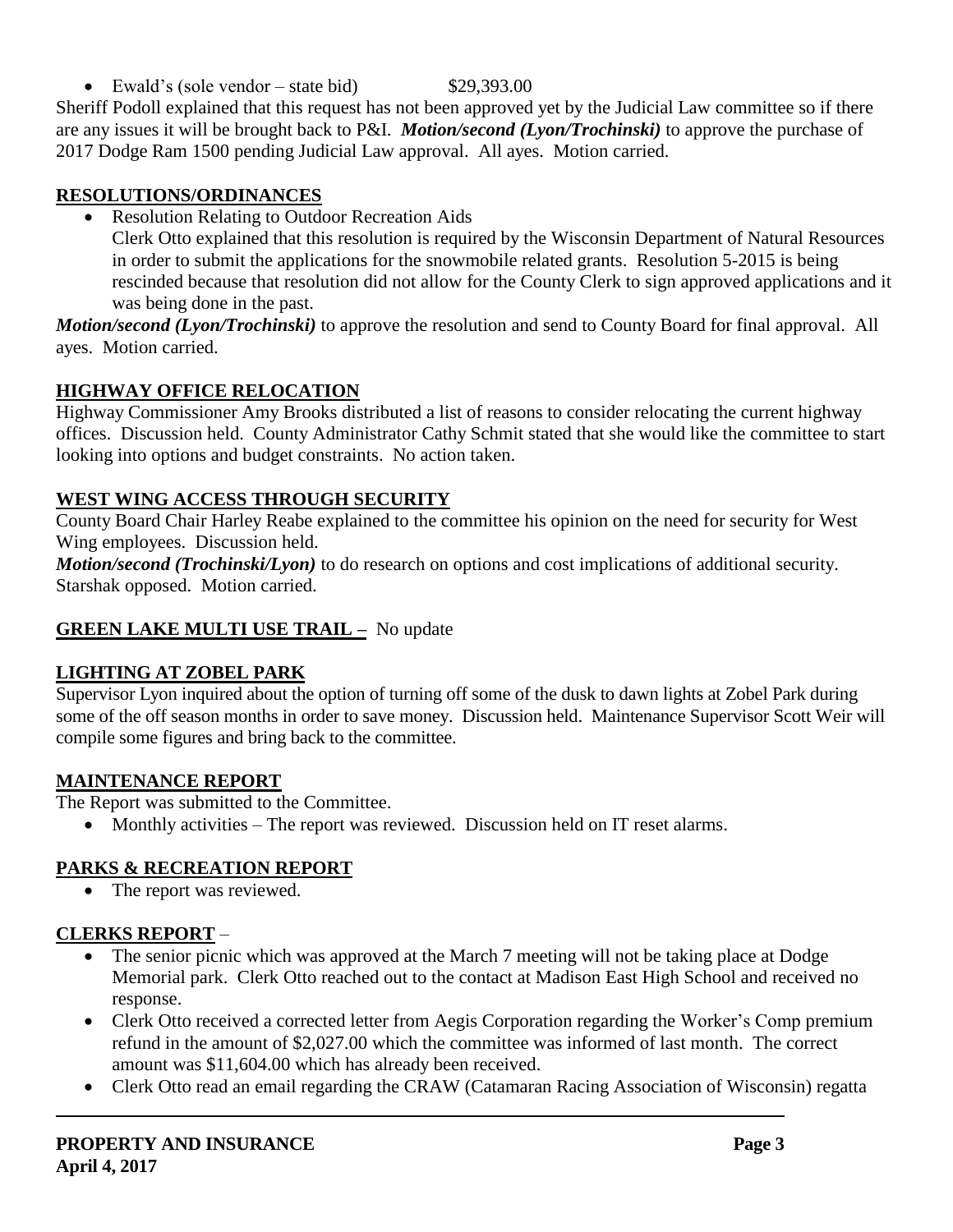- Ewald's (sole vendor – state bid) $29,393.00

Sheriff Podoll explained that this request has not been approved yet by the Judicial Law committee so if there are any issues it will be brought back to P&I. ***Motion/second (Lyon/Trochinski)*** to approve the purchase of 2017 Dodge Ram 1500 pending Judicial Law approval. All ayes. Motion carried.

## RESOLUTIONS/ORDINANCES

- Resolution Relating to Outdoor Recreation Aids
  Clerk Otto explained that this resolution is required by the Wisconsin Department of Natural Resources in order to submit the applications for the snowmobile related grants. Resolution 5-2015 is being rescinded because that resolution did not allow for the County Clerk to sign approved applications and it was being done in the past.

***Motion/second (Lyon/Trochinski)*** to approve the resolution and send to County Board for final approval. All ayes. Motion carried.

## HIGHWAY OFFICE RELOCATION

Highway Commissioner Amy Brooks distributed a list of reasons to consider relocating the current highway offices. Discussion held. County Administrator Cathy Schmit stated that she would like the committee to start looking into options and budget constraints. No action taken.

## WEST WING ACCESS THROUGH SECURITY

County Board Chair Harley Reabe explained to the committee his opinion on the need for security for West Wing employees. Discussion held.

***Motion/second (Trochinski/Lyon)*** to do research on options and cost implications of additional security. Starshak opposed. Motion carried.

## GREEN LAKE MULTI USE TRAIL – No update

## LIGHTING AT ZOBEL PARK

Supervisor Lyon inquired about the option of turning off some of the dusk to dawn lights at Zobel Park during some of the off season months in order to save money. Discussion held. Maintenance Supervisor Scott Weir will compile some figures and bring back to the committee.

## MAINTENANCE REPORT

The Report was submitted to the Committee.

- Monthly activities – The report was reviewed. Discussion held on IT reset alarms.

## PARKS & RECREATION REPORT

- The report was reviewed.

## CLERKS REPORT –

- The senior picnic which was approved at the March 7 meeting will not be taking place at Dodge Memorial park. Clerk Otto reached out to the contact at Madison East High School and received no response.
- Clerk Otto received a corrected letter from Aegis Corporation regarding the Worker's Comp premium refund in the amount of $2,027.00 which the committee was informed of last month. The correct amount was $11,604.00 which has already been received.
- Clerk Otto read an email regarding the CRAW (Catamaran Racing Association of Wisconsin) regatta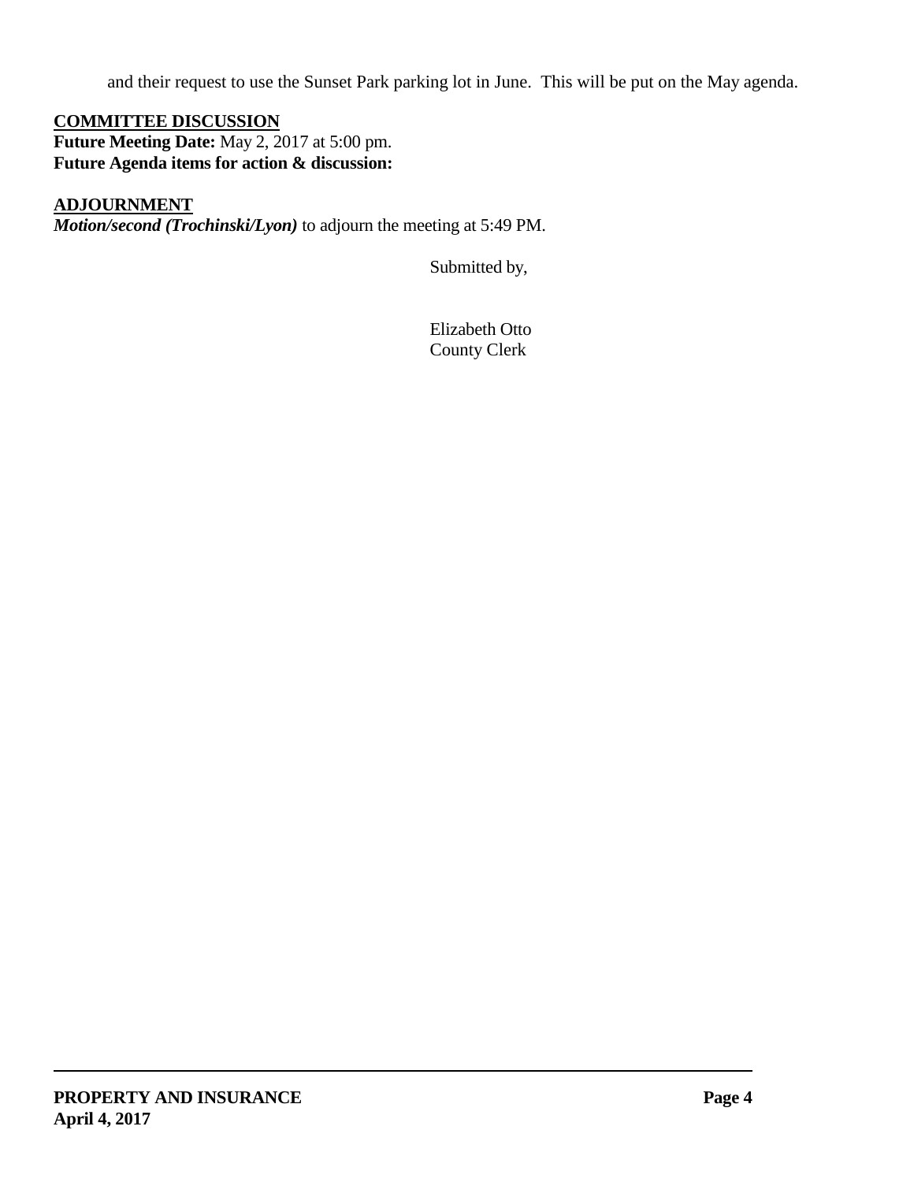and their request to use the Sunset Park parking lot in June. This will be put on the May agenda.

**COMMITTEE DISCUSSION**

**Future Meeting Date:** May 2, 2017 at 5:00 pm.

**Future Agenda items for action & discussion:**

**ADJOURNMENT**

***Motion/second (Trochinski/Lyon)*** to adjourn the meeting at 5:49 PM.

Submitted by,

Elizabeth Otto
County Clerk